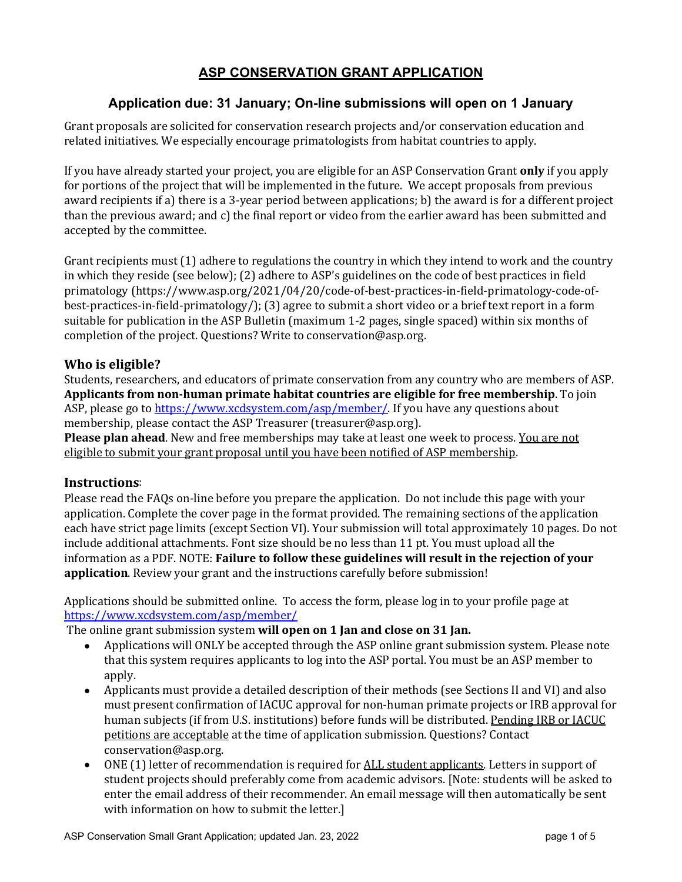# ASP CONSERVATION GRANT APPLICATION

## Application due: 31 January; On-line submissions will open on 1 January

Grant proposals are solicited for conservation research projects and/or conservation education and related initiatives. We especially encourage primatologists from habitat countries to apply.

If you have already started your project, you are eligible for an ASP Conservation Grant **only** if you apply for portions of the project that will be implemented in the future. We accept proposals from previous award recipients if a) there is a 3-year period between applications; b) the award is for a different project than the previous award; and c) the final report or video from the earlier award has been submitted and accepted by the committee.

Grant recipients must (1) adhere to regulations the country in which they intend to work and the country in which they reside (see below); (2) adhere to ASP's guidelines on the code of best practices in field primatology (https://www.asp.org/2021/04/20/code-of-best-practices-in-field-primatology-code-of-best-practices-in-field-primatology/); (3) agree to submit a short video or a brief text report in a form suitable for publication in the ASP Bulletin (maximum 1-2 pages, single spaced) within six months of completion of the project. Questions? Write to conservation@asp.org.

### Who is eligible?

Students, researchers, and educators of primate conservation from any country who are members of ASP. **Applicants from non-human primate habitat countries are eligible for free membership**. To join ASP, please go to https://www.xcdsystem.com/asp/member/. If you have any questions about membership, please contact the ASP Treasurer (treasurer@asp.org).

**Please plan ahead**. New and free memberships may take at least one week to process. You are not eligible to submit your grant proposal until you have been notified of ASP membership.

### Instructions:

Please read the FAQs on-line before you prepare the application. Do not include this page with your application. Complete the cover page in the format provided. The remaining sections of the application each have strict page limits (except Section VI). Your submission will total approximately 10 pages. Do not include additional attachments. Font size should be no less than 11 pt. You must upload all the information as a PDF. NOTE: **Failure to follow these guidelines will result in the rejection of your application**. Review your grant and the instructions carefully before submission!

Applications should be submitted online. To access the form, please log in to your profile page at https://www.xcdsystem.com/asp/member/

The online grant submission system **will open on 1 Jan and close on 31 Jan.**

- Applications will ONLY be accepted through the ASP online grant submission system. Please note that this system requires applicants to log into the ASP portal. You must be an ASP member to apply.
- Applicants must provide a detailed description of their methods (see Sections II and VI) and also must present confirmation of IACUC approval for non-human primate projects or IRB approval for human subjects (if from U.S. institutions) before funds will be distributed. Pending IRB or IACUC petitions are acceptable at the time of application submission. Questions? Contact conservation@asp.org.
- ONE (1) letter of recommendation is required for ALL student applicants. Letters in support of student projects should preferably come from academic advisors. [Note: students will be asked to enter the email address of their recommender. An email message will then automatically be sent with information on how to submit the letter.]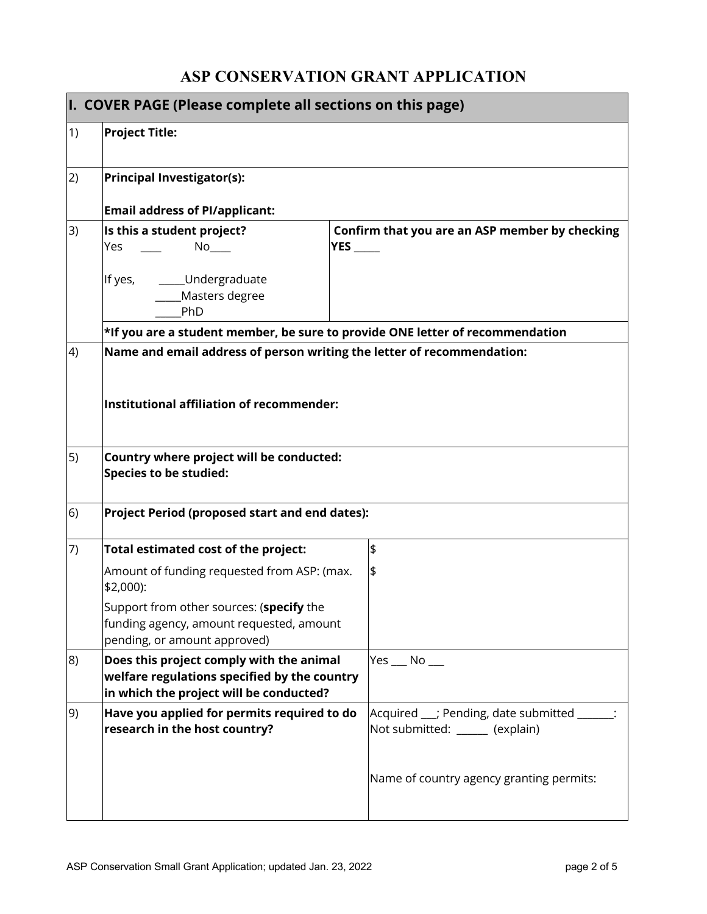# ASP CONSERVATION GRANT APPLICATION

| I. COVER PAGE (Please complete all sections on this page) | | |
|---|---|---|
| 1) | **Project Title:** | |
| 2) | **Principal Investigator(s):**<br><br>**Email address of PI/applicant:** | |
| 3) | **Is this a student project?**<br>Yes ____ No____<br><br>If yes, _____Undergraduate<br>_____Masters degree<br>_____PhD | **Confirm that you are an ASP member by checking YES _____** |
| | ***If you are a student member, be sure to provide ONE letter of recommendation** | |
| 4) | **Name and email address of person writing the letter of recommendation:**<br><br>**Institutional affiliation of recommender:** | |
| 5) | **Country where project will be conducted:**<br>**Species to be studied:** | |
| 6) | **Project Period (proposed start and end dates):** | |
| 7) | **Total estimated cost of the project:** | $ |
| | Amount of funding requested from ASP: (max. $2,000): | $ |
| | Support from other sources: (**specify** the funding agency, amount requested, amount pending, or amount approved) | |
| 8) | **Does this project comply with the animal welfare regulations specified by the country in which the project will be conducted?** | Yes ___ No ___ |
| 9) | **Have you applied for permits required to do research in the host country?** | Acquired ___; Pending, date submitted _______:<br>Not submitted: ______ (explain)<br><br>Name of country agency granting permits: |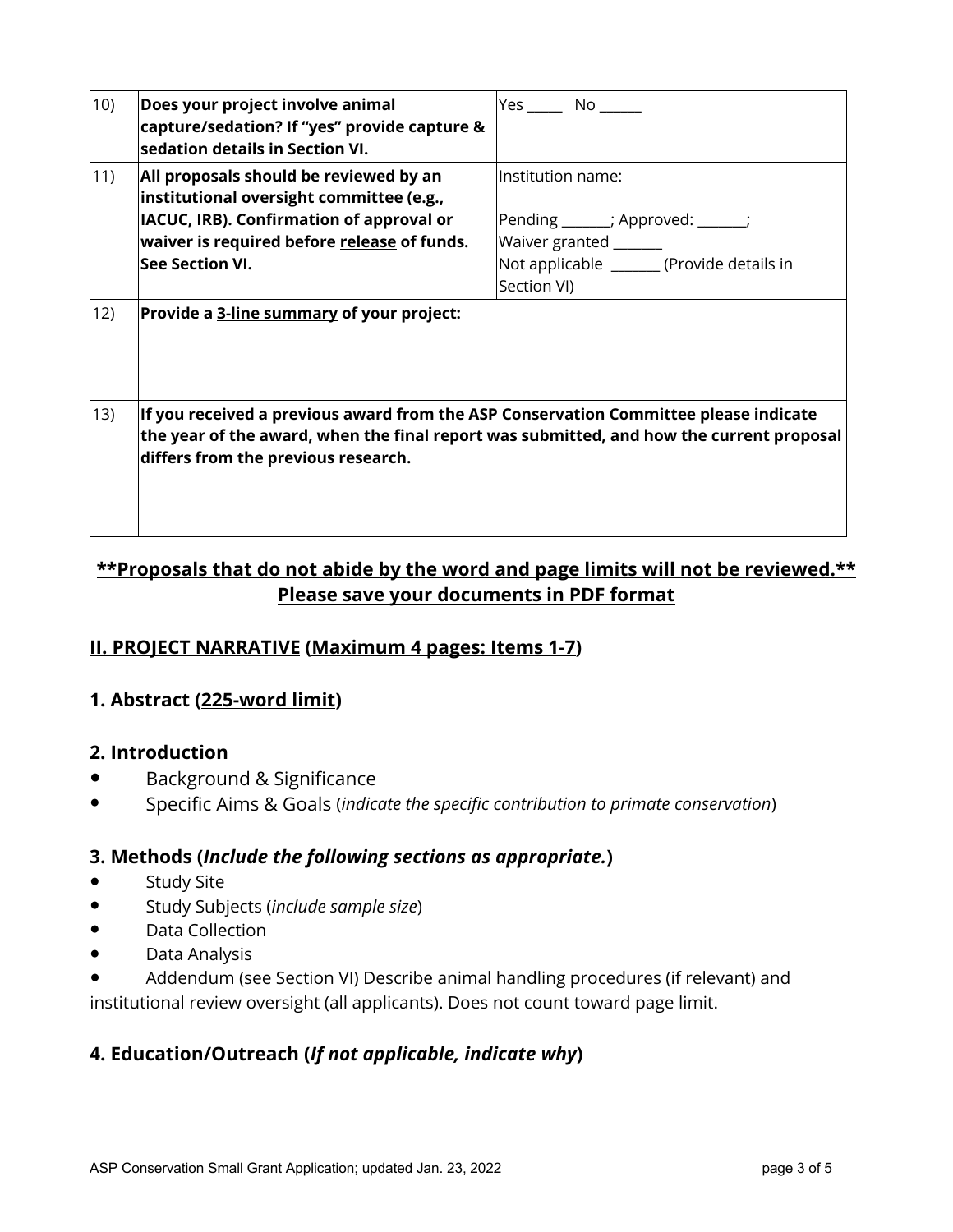| | | |
|---|---|---|
| 10) | **Does your project involve animal capture/sedation? If "yes" provide capture & sedation details in Section VI.** | Yes _____ No ______ |
| 11) | **All proposals should be reviewed by an institutional oversight committee (e.g., IACUC, IRB). Confirmation of approval or waiver is required before <u>release</u> of funds. See Section VI.** | Institution name:<br><br>Pending _______; Approved: _______;<br>Waiver granted _______<br>Not applicable _______ (Provide details in Section VI) |
| 12) | **Provide a <u>3-line summary</u> of your project:** | |
| 13) | **<u>If you received a previous award from the ASP Con</u>servation Committee please indicate the year of the award, when the final report was submitted, and how the current proposal differs from the previous research.** | |

**<u>\*\*Proposals that do not abide by the word and page limits will not be reviewed.\*\*</u>**
**<u>Please save your documents in PDF format</u>**

## <u>II. PROJECT NARRATIVE</u> (<u>Maximum 4 pages: Items 1-7</u>)

### 1. Abstract (<u>225-word limit</u>)

### 2. Introduction

- Background & Significance
- Specific Aims & Goals (*<u>indicate the specific contribution to primate conservation</u>*)

### 3. Methods (*Include the following sections as appropriate.*)

- Study Site
- Study Subjects (*include sample size*)
- Data Collection
- Data Analysis
- Addendum (see Section VI) Describe animal handling procedures (if relevant) and institutional review oversight (all applicants). Does not count toward page limit.

### 4. Education/Outreach (*If not applicable, indicate why*)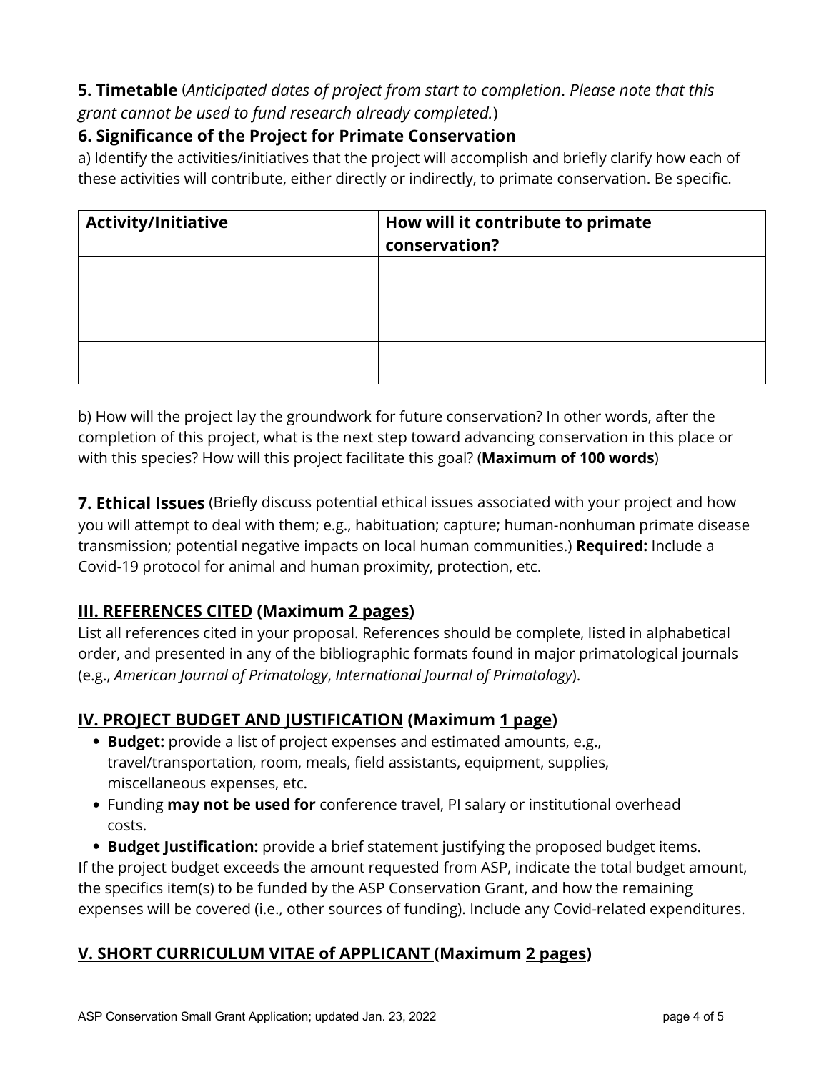**5. Timetable** (*Anticipated dates of project from start to completion*. *Please note that this grant cannot be used to fund research already completed.*)

**6. Significance of the Project for Primate Conservation**

a) Identify the activities/initiatives that the project will accomplish and briefly clarify how each of these activities will contribute, either directly or indirectly, to primate conservation. Be specific.

| Activity/Initiative | How will it contribute to primate conservation? |
| --- | --- |
| | |
| | |
| | |

b) How will the project lay the groundwork for future conservation? In other words, after the completion of this project, what is the next step toward advancing conservation in this place or with this species? How will this project facilitate this goal? (**Maximum of <u>100 words</u>**)

**7. Ethical Issues** (Briefly discuss potential ethical issues associated with your project and how you will attempt to deal with them; e.g., habituation; capture; human-nonhuman primate disease transmission; potential negative impacts on local human communities.) **Required:** Include a Covid-19 protocol for animal and human proximity, protection, etc.

## <u>III. REFERENCES CITED</u> (Maximum <u>2 pages</u>)

List all references cited in your proposal. References should be complete, listed in alphabetical order, and presented in any of the bibliographic formats found in major primatological journals (e.g., *American Journal of Primatology*, *International Journal of Primatology*).

## <u>IV. PROJECT BUDGET AND JUSTIFICATION</u> (Maximum <u>1 page</u>)

- **Budget:** provide a list of project expenses and estimated amounts, e.g., travel/transportation, room, meals, field assistants, equipment, supplies, miscellaneous expenses, etc.
- Funding **may not be used for** conference travel, PI salary or institutional overhead costs.
- **Budget Justification:** provide a brief statement justifying the proposed budget items.

If the project budget exceeds the amount requested from ASP, indicate the total budget amount, the specifics item(s) to be funded by the ASP Conservation Grant, and how the remaining expenses will be covered (i.e., other sources of funding). Include any Covid-related expenditures.

## <u>V. SHORT CURRICULUM VITAE of APPLICANT</u> (Maximum <u>2 pages</u>)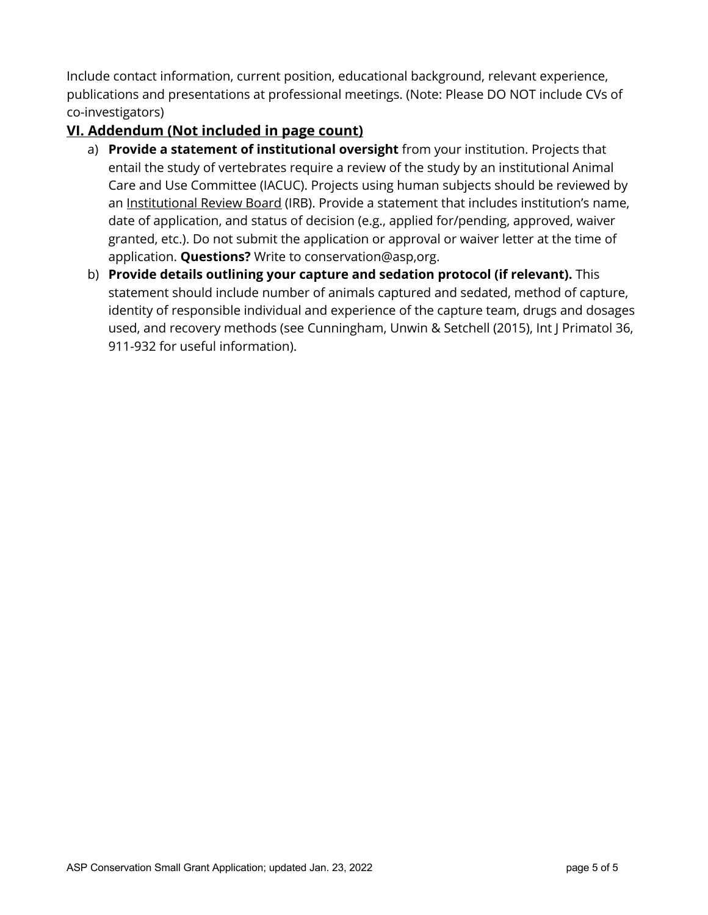Include contact information, current position, educational background, relevant experience, publications and presentations at professional meetings. (Note: Please DO NOT include CVs of co-investigators)

## VI. Addendum (Not included in page count)

a) **Provide a statement of institutional oversight** from your institution. Projects that entail the study of vertebrates require a review of the study by an institutional Animal Care and Use Committee (IACUC). Projects using human subjects should be reviewed by an Institutional Review Board (IRB). Provide a statement that includes institution's name, date of application, and status of decision (e.g., applied for/pending, approved, waiver granted, etc.). Do not submit the application or approval or waiver letter at the time of application. **Questions?** Write to conservation@asp,org.

b) **Provide details outlining your capture and sedation protocol (if relevant).** This statement should include number of animals captured and sedated, method of capture, identity of responsible individual and experience of the capture team, drugs and dosages used, and recovery methods (see Cunningham, Unwin & Setchell (2015), Int J Primatol 36, 911-932 for useful information).